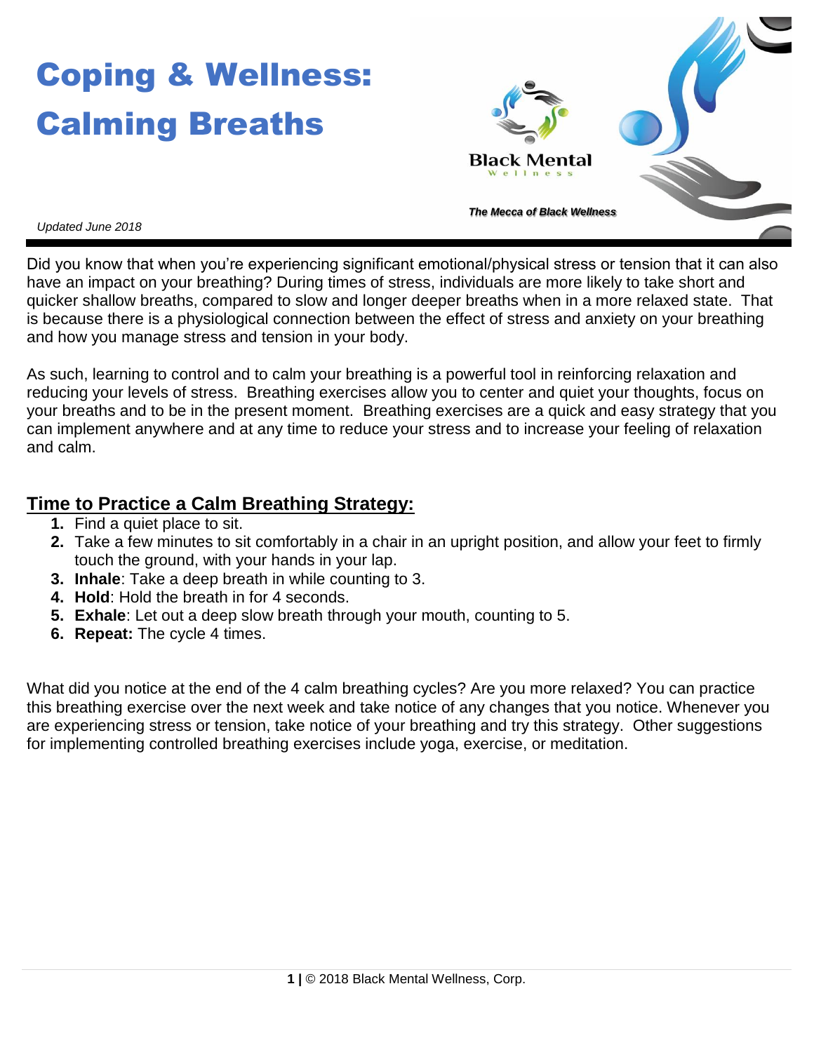# Coping & Wellness: Calming Breaths

Black Mental Wellness

***The Mecca of Black Wellness***

*Updated June 2018*

Did you know that when you're experiencing significant emotional/physical stress or tension that it can also have an impact on your breathing? During times of stress, individuals are more likely to take short and quicker shallow breaths, compared to slow and longer deeper breaths when in a more relaxed state. That is because there is a physiological connection between the effect of stress and anxiety on your breathing and how you manage stress and tension in your body.

As such, learning to control and to calm your breathing is a powerful tool in reinforcing relaxation and reducing your levels of stress. Breathing exercises allow you to center and quiet your thoughts, focus on your breaths and to be in the present moment. Breathing exercises are a quick and easy strategy that you can implement anywhere and at any time to reduce your stress and to increase your feeling of relaxation and calm.

## Time to Practice a Calm Breathing Strategy:

1. Find a quiet place to sit.
2. Take a few minutes to sit comfortably in a chair in an upright position, and allow your feet to firmly touch the ground, with your hands in your lap.
3. **Inhale**: Take a deep breath in while counting to 3.
4. **Hold**: Hold the breath in for 4 seconds.
5. **Exhale**: Let out a deep slow breath through your mouth, counting to 5.
6. **Repeat:** The cycle 4 times.

What did you notice at the end of the 4 calm breathing cycles? Are you more relaxed? You can practice this breathing exercise over the next week and take notice of any changes that you notice. Whenever you are experiencing stress or tension, take notice of your breathing and try this strategy. Other suggestions for implementing controlled breathing exercises include yoga, exercise, or meditation.

© 2018 Black Mental Wellness, Corp.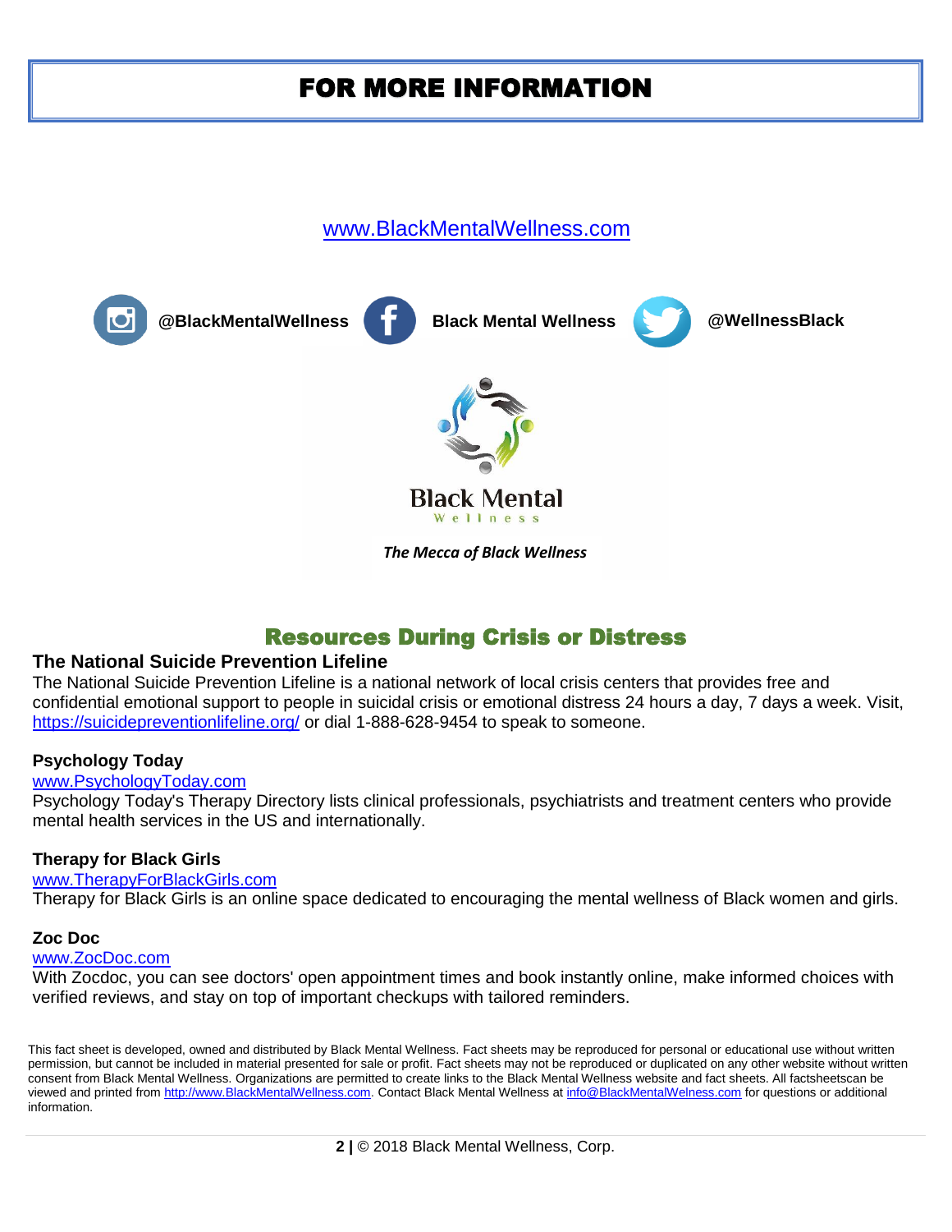# FOR MORE INFORMATION

www.BlackMentalWellness.com

@BlackMentalWellness Black Mental Wellness @WellnessBlack

Black Mental
Wellness

*The Mecca of Black Wellness*

## Resources During Crisis or Distress

**The National Suicide Prevention Lifeline**

The National Suicide Prevention Lifeline is a national network of local crisis centers that provides free and confidential emotional support to people in suicidal crisis or emotional distress 24 hours a day, 7 days a week. Visit, https://suicidepreventionlifeline.org/ or dial 1-888-628-9454 to speak to someone.

**Psychology Today**

www.PsychologyToday.com

Psychology Today's Therapy Directory lists clinical professionals, psychiatrists and treatment centers who provide mental health services in the US and internationally.

**Therapy for Black Girls**

www.TherapyForBlackGirls.com

Therapy for Black Girls is an online space dedicated to encouraging the mental wellness of Black women and girls.

**Zoc Doc**

www.ZocDoc.com

With Zocdoc, you can see doctors' open appointment times and book instantly online, make informed choices with verified reviews, and stay on top of important checkups with tailored reminders.

This fact sheet is developed, owned and distributed by Black Mental Wellness. Fact sheets may be reproduced for personal or educational use without written permission, but cannot be included in material presented for sale or profit. Fact sheets may not be reproduced or duplicated on any other website without written consent from Black Mental Wellness. Organizations are permitted to create links to the Black Mental Wellness website and fact sheets. All factsheetscan be viewed and printed from http://www.BlackMentalWellness.com. Contact Black Mental Wellness at info@BlackMentalWelness.com for questions or additional information.

© 2018 Black Mental Wellness, Corp.